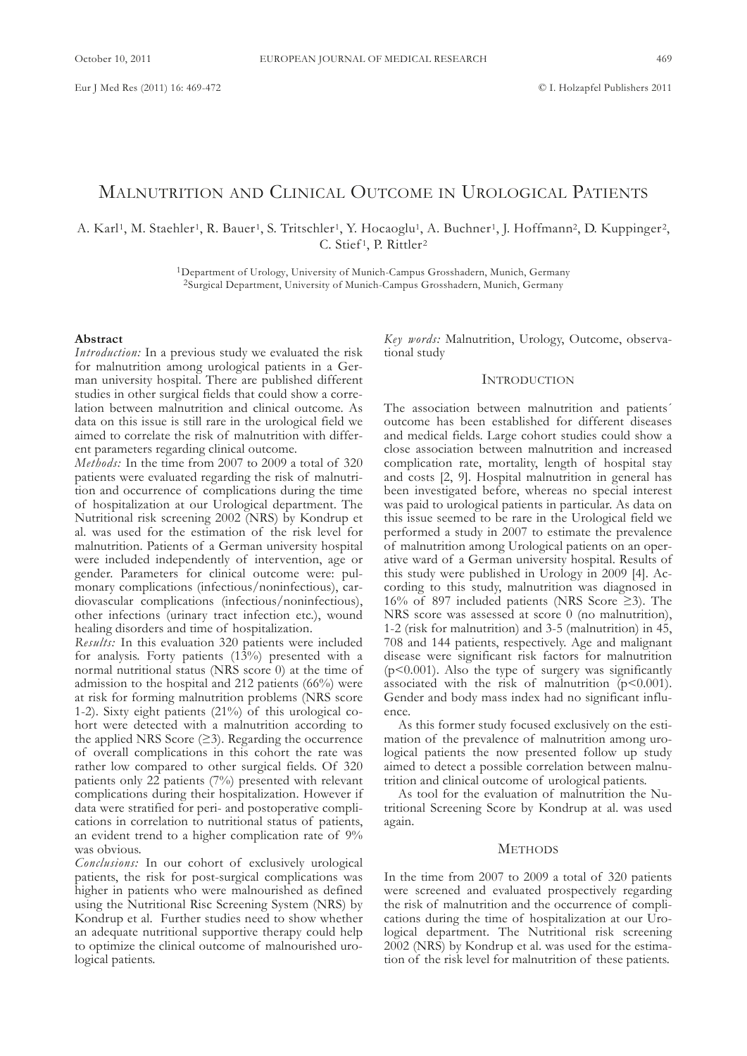# Malnutrition and Clinical Outcome in Urological Patients

A. Karl[1], M. Staehler[1], R. Bauer[1], S. Tritschler[1], Y. Hocaoglu[1], A. Buchner[1], J. Hoffmann[2], D. Kuppinger[2], C. Stief[1], P. Rittler[2]

[1]Department of Urology, University of Munich-Campus Grosshadern, Munich, Germany
[2]Surgical Department, University of Munich-Campus Grosshadern, Munich, Germany

## Abstract

*Introduction:* In a previous study we evaluated the risk for malnutrition among urological patients in a German university hospital. There are published different studies in other surgical fields that could show a correlation between malnutrition and clinical outcome. As data on this issue is still rare in the urological field we aimed to correlate the risk of malnutrition with different parameters regarding clinical outcome.

*Methods:* In the time from 2007 to 2009 a total of 320 patients were evaluated regarding the risk of malnutrition and occurrence of complications during the time of hospitalization at our Urological department. The Nutritional risk screening 2002 (NRS) by Kondrup et al. was used for the estimation of the risk level for malnutrition. Patients of a German university hospital were included independently of intervention, age or gender. Parameters for clinical outcome were: pulmonary complications (infectious/noninfectious), cardiovascular complications (infectious/noninfectious), other infections (urinary tract infection etc.), wound healing disorders and time of hospitalization.

*Results:* In this evaluation 320 patients were included for analysis. Forty patients (13%) presented with a normal nutritional status (NRS score 0) at the time of admission to the hospital and 212 patients (66%) were at risk for forming malnutrition problems (NRS score 1-2). Sixty eight patients (21%) of this urological cohort were detected with a malnutrition according to the applied NRS Score (≥3). Regarding the occurrence of overall complications in this cohort the rate was rather low compared to other surgical fields. Of 320 patients only 22 patients (7%) presented with relevant complications during their hospitalization. However if data were stratified for peri- and postoperative complications in correlation to nutritional status of patients, an evident trend to a higher complication rate of 9% was obvious.

*Conclusions:* In our cohort of exclusively urological patients, the risk for post-surgical complications was higher in patients who were malnourished as defined using the Nutritional Risc Screening System (NRS) by Kondrup et al. Further studies need to show whether an adequate nutritional supportive therapy could help to optimize the clinical outcome of malnourished urological patients.

*Key words:* Malnutrition, Urology, Outcome, observational study

## Introduction

The association between malnutrition and patients´ outcome has been established for different diseases and medical fields. Large cohort studies could show a close association between malnutrition and increased complication rate, mortality, length of hospital stay and costs [2, 9]. Hospital malnutrition in general has been investigated before, whereas no special interest was paid to urological patients in particular. As data on this issue seemed to be rare in the Urological field we performed a study in 2007 to estimate the prevalence of malnutrition among Urological patients on an operative ward of a German university hospital. Results of this study were published in Urology in 2009 [4]. According to this study, malnutrition was diagnosed in 16% of 897 included patients (NRS Score ≥3). The NRS score was assessed at score 0 (no malnutrition), 1-2 (risk for malnutrition) and 3-5 (malnutrition) in 45, 708 and 144 patients, respectively. Age and malignant disease were significant risk factors for malnutrition ($p<0.001$). Also the type of surgery was significantly associated with the risk of malnutrition ($p<0.001$). Gender and body mass index had no significant influence.

As this former study focused exclusively on the estimation of the prevalence of malnutrition among urological patients the now presented follow up study aimed to detect a possible correlation between malnutrition and clinical outcome of urological patients.

As tool for the evaluation of malnutrition the Nutritional Screening Score by Kondrup at al. was used again.

## Methods

In the time from 2007 to 2009 a total of 320 patients were screened and evaluated prospectively regarding the risk of malnutrition and the occurrence of complications during the time of hospitalization at our Urological department. The Nutritional risk screening 2002 (NRS) by Kondrup et al. was used for the estimation of the risk level for malnutrition of these patients.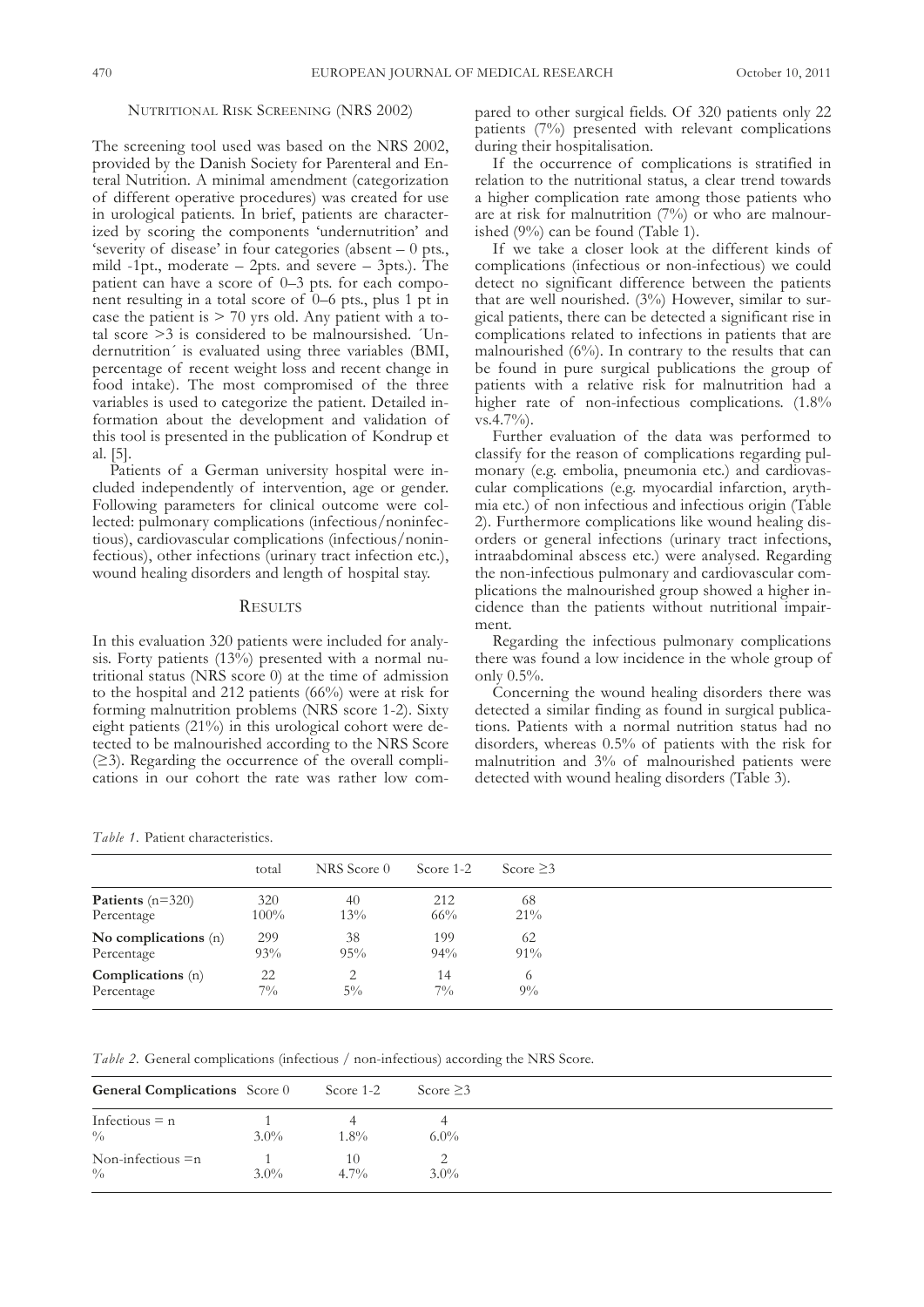## Nutritional Risk Screening (NRS 2002)

The screening tool used was based on the NRS 2002, provided by the Danish Society for Parenteral and Enteral Nutrition. A minimal amendment (categorization of different operative procedures) was created for use in urological patients. In brief, patients are characterized by scoring the components 'undernutrition' and 'severity of disease' in four categories (absent – 0 pts., mild -1pt., moderate – 2pts. and severe – 3pts.). The patient can have a score of 0–3 pts. for each component resulting in a total score of 0–6 pts., plus 1 pt in case the patient is > 70 yrs old. Any patient with a total score >3 is considered to be malnoursished. ´Undernutrition´ is evaluated using three variables (BMI, percentage of recent weight loss and recent change in food intake). The most compromised of the three variables is used to categorize the patient. Detailed information about the development and validation of this tool is presented in the publication of Kondrup et al. [5].

Patients of a German university hospital were included independently of intervention, age or gender. Following parameters for clinical outcome were collected: pulmonary complications (infectious/noninfectious), cardiovascular complications (infectious/noninfectious), other infections (urinary tract infection etc.), wound healing disorders and length of hospital stay.

## Results

In this evaluation 320 patients were included for analysis. Forty patients (13%) presented with a normal nutritional status (NRS score 0) at the time of admission to the hospital and 212 patients (66%) were at risk for forming malnutrition problems (NRS score 1-2). Sixty eight patients (21%) in this urological cohort were detected to be malnourished according to the NRS Score (≥3). Regarding the occurrence of the overall complications in our cohort the rate was rather low compared to other surgical fields. Of 320 patients only 22 patients (7%) presented with relevant complications during their hospitalisation.

If the occurrence of complications is stratified in relation to the nutritional status, a clear trend towards a higher complication rate among those patients who are at risk for malnutrition (7%) or who are malnourished (9%) can be found (Table 1).

If we take a closer look at the different kinds of complications (infectious or non-infectious) we could detect no significant difference between the patients that are well nourished. (3%) However, similar to surgical patients, there can be detected a significant rise in complications related to infections in patients that are malnourished (6%). In contrary to the results that can be found in pure surgical publications the group of patients with a relative risk for malnutrition had a higher rate of non-infectious complications. (1.8% vs.4.7%).

Further evaluation of the data was performed to classify for the reason of complications regarding pulmonary (e.g. embolia, pneumonia etc.) and cardiovascular complications (e.g. myocardial infarction, arythmia etc.) of non infectious and infectious origin (Table 2). Furthermore complications like wound healing disorders or general infections (urinary tract infections, intraabdominal abscess etc.) were analysed. Regarding the non-infectious pulmonary and cardiovascular complications the malnourished group showed a higher incidence than the patients without nutritional impairment.

Regarding the infectious pulmonary complications there was found a low incidence in the whole group of only 0.5%.

Concerning the wound healing disorders there was detected a similar finding as found in surgical publications. Patients with a normal nutrition status had no disorders, whereas 0.5% of patients with the risk for malnutrition and 3% of malnourished patients were detected with wound healing disorders (Table 3).

*Table 1.* Patient characteristics.

| | total | NRS Score 0 | Score 1-2 | Score ≥3 |
|---|---|---|---|---|
| **Patients** (n=320) | 320 | 40 | 212 | 68 |
| Percentage | 100% | 13% | 66% | 21% |
| **No complications** (n) | 299 | 38 | 199 | 62 |
| Percentage | 93% | 95% | 94% | 91% |
| **Complications** (n) | 22 | 2 | 14 | 6 |
| Percentage | 7% | 5% | 7% | 9% |

*Table 2.* General complications (infectious / non-infectious) according the NRS Score.

| **General Complications** | Score 0 | Score 1-2 | Score ≥3 |
|---|---|---|---|
| Infectious = n | 1 | 4 | 4 |
| % | 3.0% | 1.8% | 6.0% |
| Non-infectious =n | 1 | 10 | 2 |
| % | 3.0% | 4.7% | 3.0% |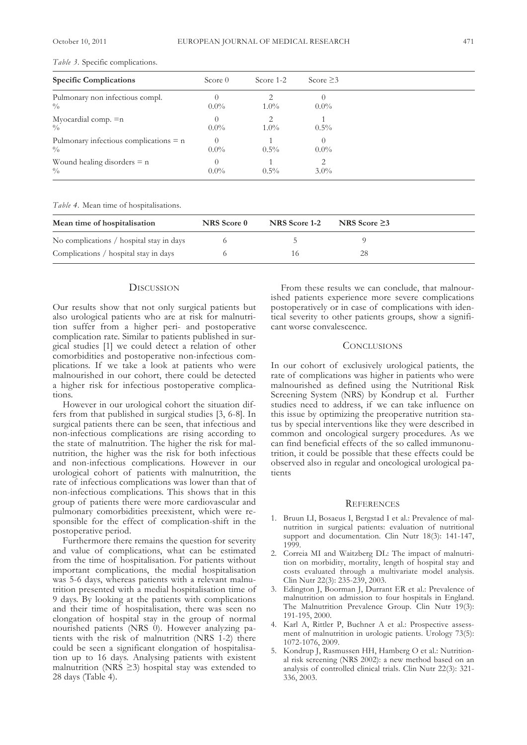*Table 3.* Specific complications.

| Specific Complications | Score 0 | Score 1-2 | Score ≥3 |
|---|---|---|---|
| Pulmonary non infectious compl. | 0 | 2 | 0 |
| % | 0.0% | 1.0% | 0.0% |
| Myocardial comp. =n | 0 | 2 | 1 |
| % | 0.0% | 1.0% | 0.5% |
| Pulmonary infectious complications = n | 0 | 1 | 0 |
| % | 0.0% | 0.5% | 0.0% |
| Wound healing disorders = n | 0 | 1 | 2 |
| % | 0.0% | 0.5% | 3.0% |

*Table 4.* Mean time of hospitalisations.

| Mean time of hospitalisation | NRS Score 0 | NRS Score 1-2 | NRS Score ≥3 |
|---|---|---|---|
| No complications / hospital stay in days | 6 | 5 | 9 |
| Complications / hospital stay in days | 6 | 16 | 28 |

## Discussion

Our results show that not only surgical patients but also urological patients who are at risk for malnutrition suffer from a higher peri- and postoperative complication rate. Similar to patients published in surgical studies [1] we could detect a relation of other comorbidities and postoperative non-infectious complications. If we take a look at patients who were malnourished in our cohort, there could be detected a higher risk for infectious postoperative complications.

However in our urological cohort the situation differs from that published in surgical studies [3, 6-8]. In surgical patients there can be seen, that infectious and non-infectious complications are rising according to the state of malnutrition. The higher the risk for malnutrition, the higher was the risk for both infectious and non-infectious complications. However in our urological cohort of patients with malnutrition, the rate of infectious complications was lower than that of non-infectious complications. This shows that in this group of patients there were more cardiovascular and pulmonary comorbidities preexistent, which were responsible for the effect of complication-shift in the postoperative period.

Furthermore there remains the question for severity and value of complications, what can be estimated from the time of hospitalisation. For patients without important complications, the medial hospitalisation was 5-6 days, whereas patients with a relevant malnutrition presented with a medial hospitalisation time of 9 days. By looking at the patients with complications and their time of hospitalisation, there was seen no elongation of hospital stay in the group of normal nourished patients (NRS 0). However analyzing patients with the risk of malnutrition (NRS 1-2) there could be seen a significant elongation of hospitalisation up to 16 days. Analysing patients with existent malnutrition (NRS ≥3) hospital stay was extended to 28 days (Table 4).

From these results we can conclude, that malnourished patients experience more severe complications postoperatively or in case of complications with identical severity to other patients groups, show a significant worse convalescence.

## Conclusions

In our cohort of exclusively urological patients, the rate of complications was higher in patients who were malnourished as defined using the Nutritional Risk Screening System (NRS) by Kondrup et al. Further studies need to address, if we can take influence on this issue by optimizing the preoperative nutrition status by special interventions like they were described in common and oncological surgery procedures. As we can find beneficial effects of the so called immunonutrition, it could be possible that these effects could be observed also in regular and oncological urological patients

## References

1. Bruun LI, Bosaeus I, Bergstad I et al.: Prevalence of malnutrition in surgical patients: evaluation of nutritional support and documentation. Clin Nutr 18(3): 141-147, 1999.
2. Correia MI and Waitzberg DL: The impact of malnutrition on morbidity, mortality, length of hospital stay and costs evaluated through a multivariate model analysis. Clin Nutr 22(3): 235-239, 2003.
3. Edington J, Boorman J, Durrant ER et al.: Prevalence of malnutrition on admission to four hospitals in England. The Malnutrition Prevalence Group. Clin Nutr 19(3): 191-195, 2000.
4. Karl A, Rittler P, Buchner A et al.: Prospective assessment of malnutrition in urologic patients. Urology 73(5): 1072-1076, 2009.
5. Kondrup J, Rasmussen HH, Hamberg O et al.: Nutritional risk screening (NRS 2002): a new method based on an analysis of controlled clinical trials. Clin Nutr 22(3): 321-336, 2003.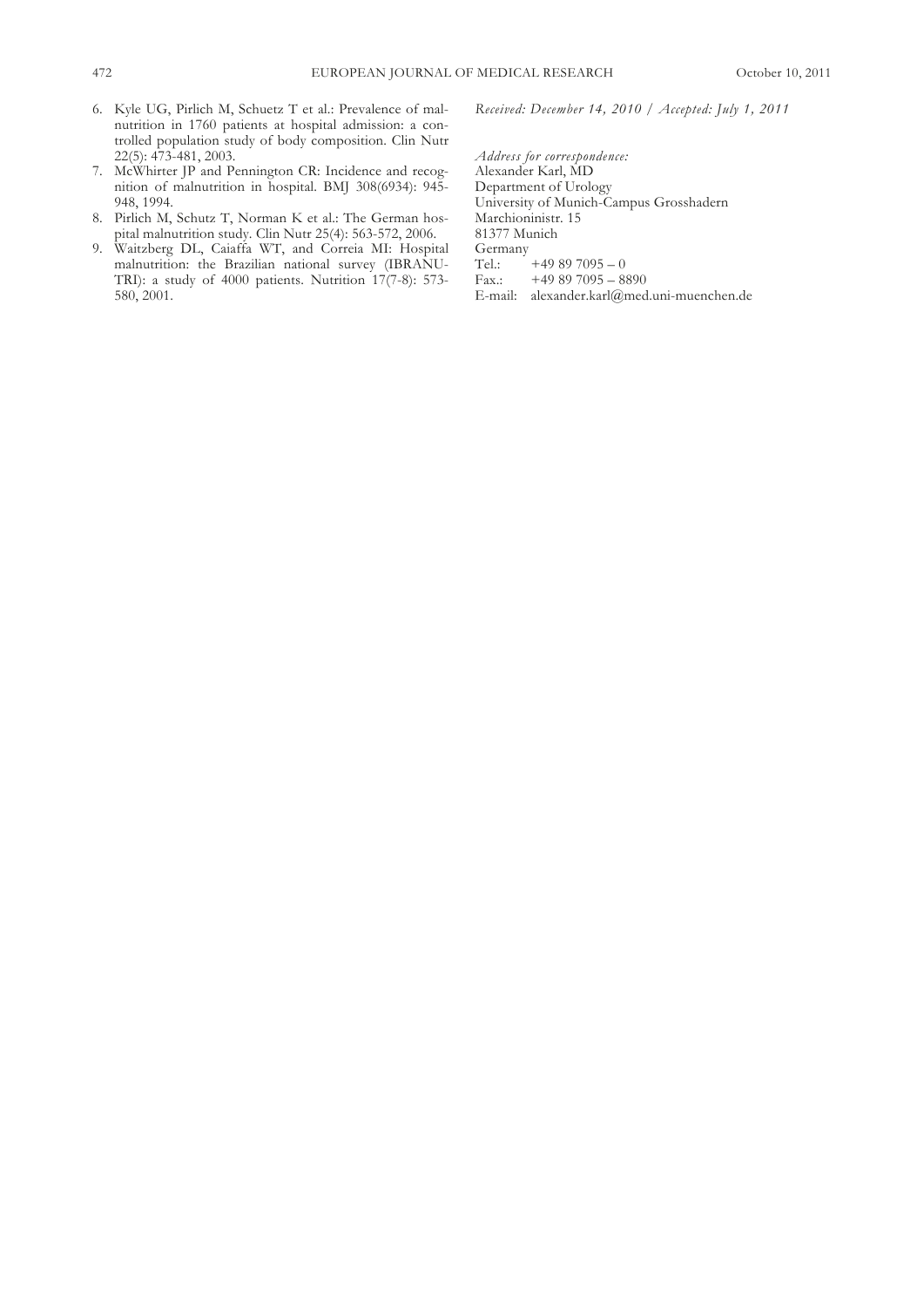6. Kyle UG, Pirlich M, Schuetz T et al.: Prevalence of malnutrition in 1760 patients at hospital admission: a controlled population study of body composition. Clin Nutr 22(5): 473-481, 2003.
7. McWhirter JP and Pennington CR: Incidence and recognition of malnutrition in hospital. BMJ 308(6934): 945-948, 1994.
8. Pirlich M, Schutz T, Norman K et al.: The German hospital malnutrition study. Clin Nutr 25(4): 563-572, 2006.
9. Waitzberg DL, Caiaffa WT, and Correia MI: Hospital malnutrition: the Brazilian national survey (IBRANUTRI): a study of 4000 patients. Nutrition 17(7-8): 573-580, 2001.

*Received: December 14, 2010 / Accepted: July 1, 2011*

*Address for correspondence:*
Alexander Karl, MD
Department of Urology
University of Munich-Campus Grosshadern
Marchioninistr. 15
81377 Munich
Germany
Tel.: +49 89 7095 – 0
Fax.: +49 89 7095 – 8890
E-mail: alexander.karl@med.uni-muenchen.de